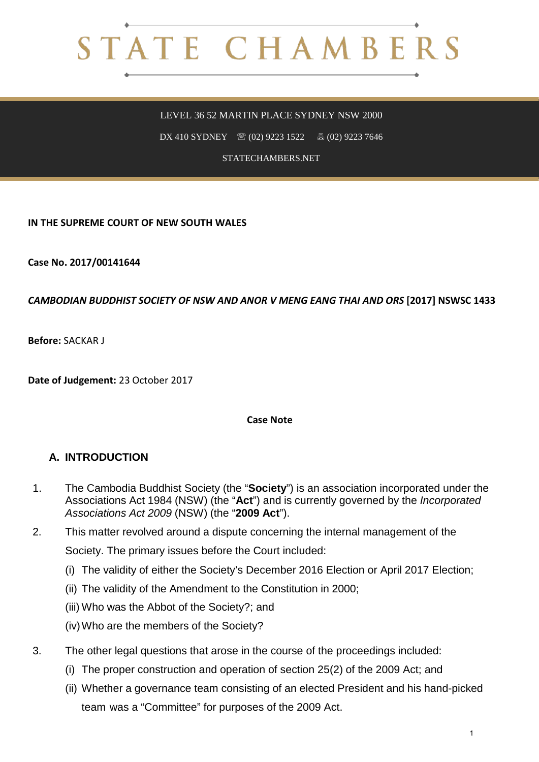# STATE CHAMBERS

LEVEL 36 52 MARTIN PLACE SYDNEY NSW 2000

DX 410 SYDNEY ☏ (02) 9223 1522 🖷 (02) 9223 7646

STATECHAMBERS.NET

**IN THE SUPREME COURT OF NEW SOUTH WALES**

**Case No. 2017/00141644**

***CAMBODIAN BUDDHIST SOCIETY OF NSW AND ANOR V MENG EANG THAI AND ORS* [2017] NSWSC 1433**

**Before:** SACKAR J

**Date of Judgement:** 23 October 2017

**Case Note**

## A. INTRODUCTION

1. The Cambodia Buddhist Society (the "**Society**") is an association incorporated under the Associations Act 1984 (NSW) (the "**Act**") and is currently governed by the *Incorporated Associations Act 2009* (NSW) (the "**2009 Act**").

2. This matter revolved around a dispute concerning the internal management of the Society. The primary issues before the Court included:
   (i) The validity of either the Society's December 2016 Election or April 2017 Election;
   (ii) The validity of the Amendment to the Constitution in 2000;
   (iii) Who was the Abbot of the Society?; and
   (iv) Who are the members of the Society?

3. The other legal questions that arose in the course of the proceedings included:
   (i) The proper construction and operation of section 25(2) of the 2009 Act; and
   (ii) Whether a governance team consisting of an elected President and his hand-picked team was a "Committee" for purposes of the 2009 Act.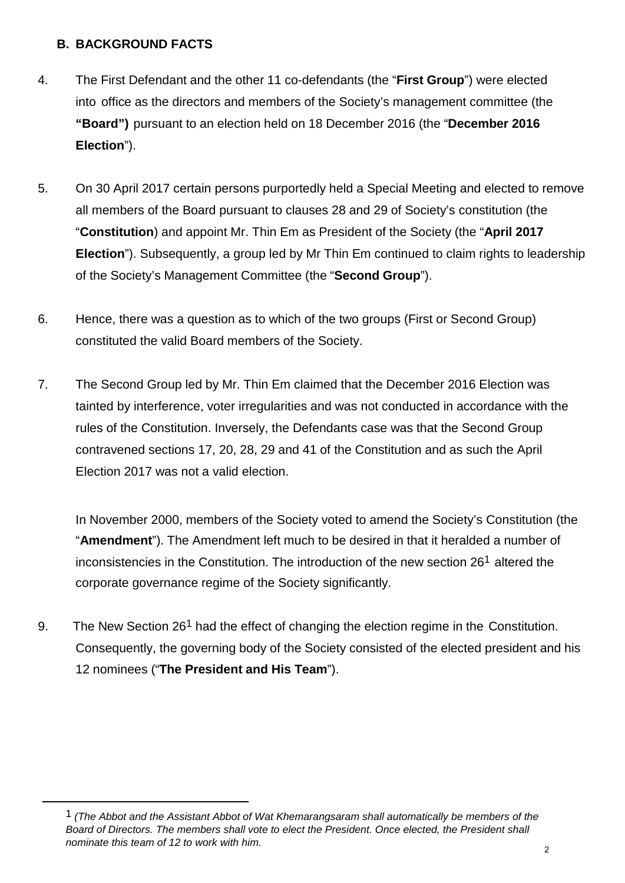## B. BACKGROUND FACTS

4. The First Defendant and the other 11 co-defendants (the "**First Group**") were elected into office as the directors and members of the Society's management committee (the **"Board")** pursuant to an election held on 18 December 2016 (the "**December 2016 Election**").

5. On 30 April 2017 certain persons purportedly held a Special Meeting and elected to remove all members of the Board pursuant to clauses 28 and 29 of Society's constitution (the "**Constitution**) and appoint Mr. Thin Em as President of the Society (the "**April 2017 Election**"). Subsequently, a group led by Mr Thin Em continued to claim rights to leadership of the Society's Management Committee (the "**Second Group**").

6. Hence, there was a question as to which of the two groups (First or Second Group) constituted the valid Board members of the Society.

7. The Second Group led by Mr. Thin Em claimed that the December 2016 Election was tainted by interference, voter irregularities and was not conducted in accordance with the rules of the Constitution. Inversely, the Defendants case was that the Second Group contravened sections 17, 20, 28, 29 and 41 of the Constitution and as such the April Election 2017 was not a valid election.

   In November 2000, members of the Society voted to amend the Society's Constitution (the "**Amendment**"). The Amendment left much to be desired in that it heralded a number of inconsistencies in the Constitution. The introduction of the new section 26[1] altered the corporate governance regime of the Society significantly.

9. The New Section 26[1] had the effect of changing the election regime in the Constitution. Consequently, the governing body of the Society consisted of the elected president and his 12 nominees ("**The President and His Team**").

---

[1] *(The Abbot and the Assistant Abbot of Wat Khemarangsaram shall automatically be members of the Board of Directors. The members shall vote to elect the President. Once elected, the President shall nominate this team of 12 to work with him.*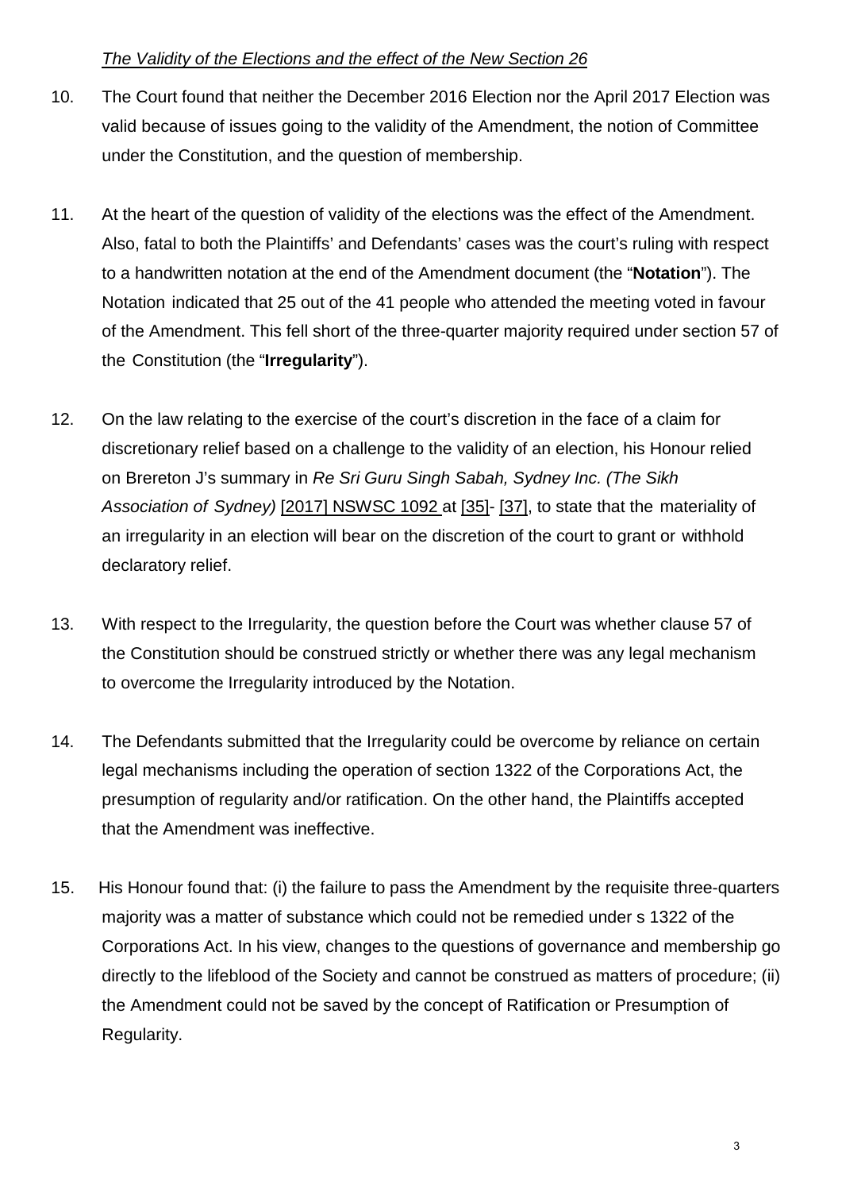*The Validity of the Elections and the effect of the New Section 26*

10. The Court found that neither the December 2016 Election nor the April 2017 Election was valid because of issues going to the validity of the Amendment, the notion of Committee under the Constitution, and the question of membership.

11. At the heart of the question of validity of the elections was the effect of the Amendment. Also, fatal to both the Plaintiffs' and Defendants' cases was the court's ruling with respect to a handwritten notation at the end of the Amendment document (the "**Notation**"). The Notation indicated that 25 out of the 41 people who attended the meeting voted in favour of the Amendment. This fell short of the three-quarter majority required under section 57 of the Constitution (the "**Irregularity**").

12. On the law relating to the exercise of the court's discretion in the face of a claim for discretionary relief based on a challenge to the validity of an election, his Honour relied on Brereton J's summary in *Re Sri Guru Singh Sabah, Sydney Inc. (The Sikh Association of Sydney)* [2017] NSWSC 1092 at [35]- [37], to state that the materiality of an irregularity in an election will bear on the discretion of the court to grant or withhold declaratory relief.

13. With respect to the Irregularity, the question before the Court was whether clause 57 of the Constitution should be construed strictly or whether there was any legal mechanism to overcome the Irregularity introduced by the Notation.

14. The Defendants submitted that the Irregularity could be overcome by reliance on certain legal mechanisms including the operation of section 1322 of the Corporations Act, the presumption of regularity and/or ratification. On the other hand, the Plaintiffs accepted that the Amendment was ineffective.

15. His Honour found that: (i) the failure to pass the Amendment by the requisite three-quarters majority was a matter of substance which could not be remedied under s 1322 of the Corporations Act. In his view, changes to the questions of governance and membership go directly to the lifeblood of the Society and cannot be construed as matters of procedure; (ii) the Amendment could not be saved by the concept of Ratification or Presumption of Regularity.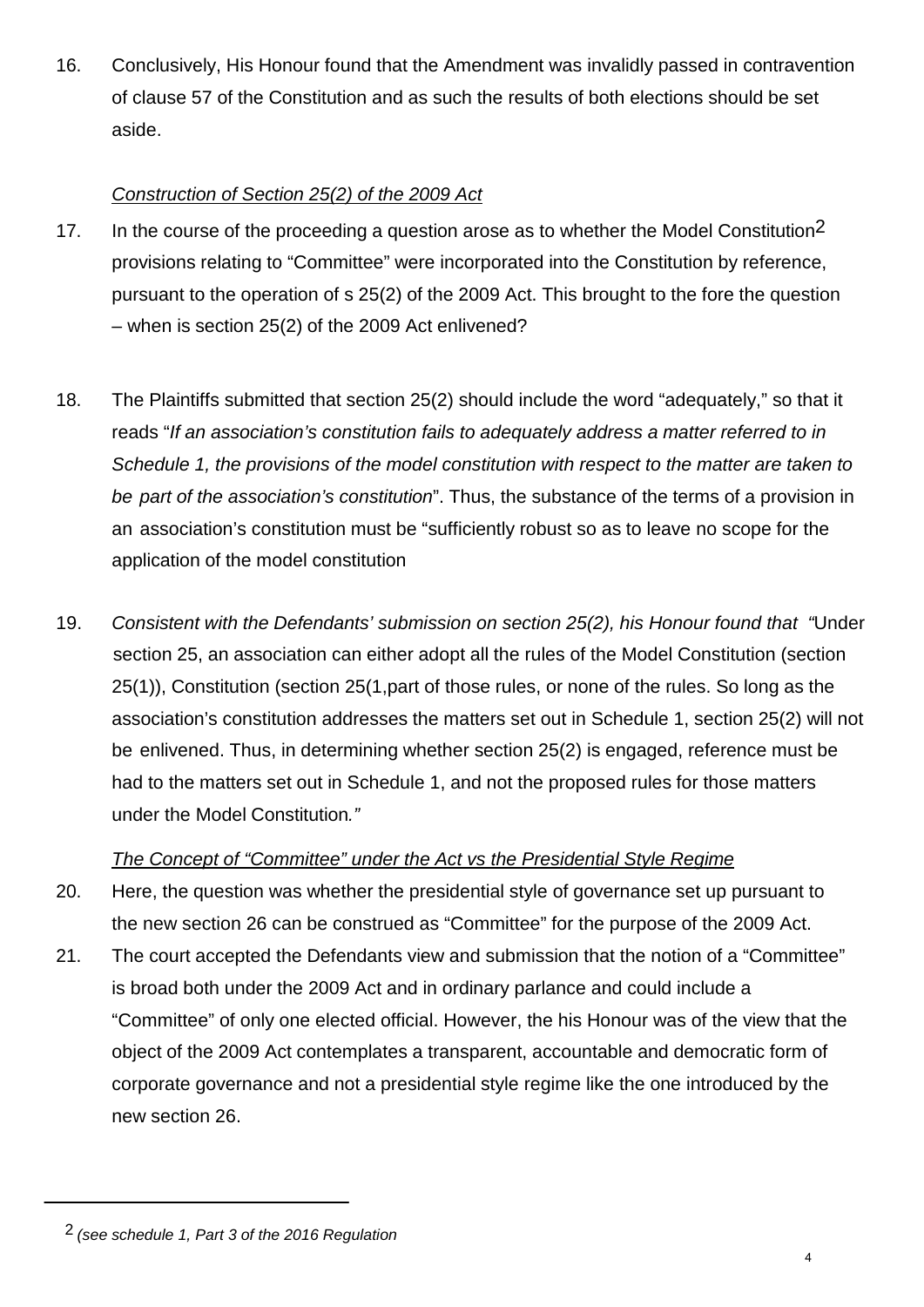16. Conclusively, His Honour found that the Amendment was invalidly passed in contravention of clause 57 of the Constitution and as such the results of both elections should be set aside.

*Construction of Section 25(2) of the 2009 Act*

17. In the course of the proceeding a question arose as to whether the Model Constitution[2] provisions relating to "Committee" were incorporated into the Constitution by reference, pursuant to the operation of s 25(2) of the 2009 Act. This brought to the fore the question – when is section 25(2) of the 2009 Act enlivened?

18. The Plaintiffs submitted that section 25(2) should include the word "adequately," so that it reads "*If an association's constitution fails to adequately address a matter referred to in Schedule 1, the provisions of the model constitution with respect to the matter are taken to be part of the association's constitution*". Thus, the substance of the terms of a provision in an association's constitution must be "sufficiently robust so as to leave no scope for the application of the model constitution

19. *Consistent with the Defendants' submission on section 25(2), his Honour found that "*Under section 25, an association can either adopt all the rules of the Model Constitution (section 25(1)), Constitution (section 25(1,part of those rules, or none of the rules. So long as the association's constitution addresses the matters set out in Schedule 1, section 25(2) will not be enlivened. Thus, in determining whether section 25(2) is engaged, reference must be had to the matters set out in Schedule 1, and not the proposed rules for those matters under the Model Constitution*."*

*The Concept of "Committee" under the Act vs the Presidential Style Regime*

20. Here, the question was whether the presidential style of governance set up pursuant to the new section 26 can be construed as "Committee" for the purpose of the 2009 Act.

21. The court accepted the Defendants view and submission that the notion of a "Committee" is broad both under the 2009 Act and in ordinary parlance and could include a "Committee" of only one elected official. However, the his Honour was of the view that the object of the 2009 Act contemplates a transparent, accountable and democratic form of corporate governance and not a presidential style regime like the one introduced by the new section 26.

---

[2] *(see schedule 1, Part 3 of the 2016 Regulation*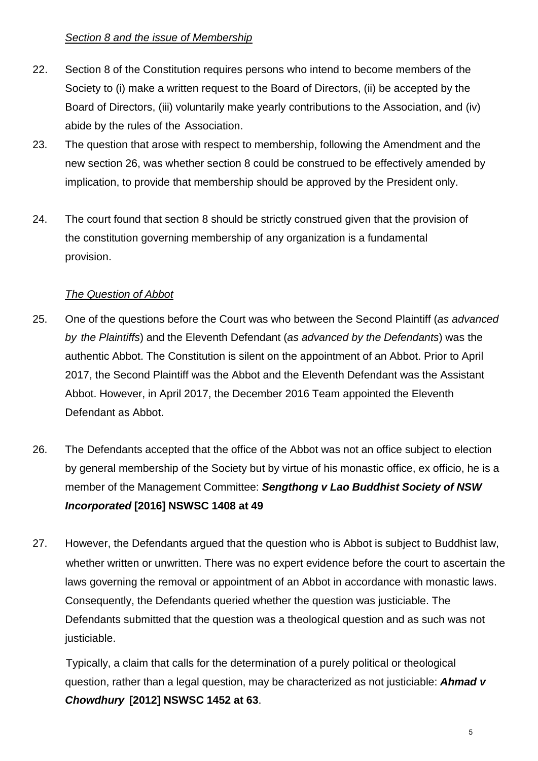*Section 8 and the issue of Membership*

22. Section 8 of the Constitution requires persons who intend to become members of the Society to (i) make a written request to the Board of Directors, (ii) be accepted by the Board of Directors, (iii) voluntarily make yearly contributions to the Association, and (iv) abide by the rules of the Association.

23. The question that arose with respect to membership, following the Amendment and the new section 26, was whether section 8 could be construed to be effectively amended by implication, to provide that membership should be approved by the President only.

24. The court found that section 8 should be strictly construed given that the provision of the constitution governing membership of any organization is a fundamental provision.

*The Question of Abbot*

25. One of the questions before the Court was who between the Second Plaintiff (*as advanced by the Plaintiffs*) and the Eleventh Defendant (*as advanced by the Defendants*) was the authentic Abbot. The Constitution is silent on the appointment of an Abbot. Prior to April 2017, the Second Plaintiff was the Abbot and the Eleventh Defendant was the Assistant Abbot. However, in April 2017, the December 2016 Team appointed the Eleventh Defendant as Abbot.

26. The Defendants accepted that the office of the Abbot was not an office subject to election by general membership of the Society but by virtue of his monastic office, ex officio, he is a member of the Management Committee: ***Sengthong v Lao Buddhist Society of NSW Incorporated* [2016] NSWSC 1408 at 49**

27. However, the Defendants argued that the question who is Abbot is subject to Buddhist law, whether written or unwritten. There was no expert evidence before the court to ascertain the laws governing the removal or appointment of an Abbot in accordance with monastic laws. Consequently, the Defendants queried whether the question was justiciable. The Defendants submitted that the question was a theological question and as such was not justiciable.

    Typically, a claim that calls for the determination of a purely political or theological question, rather than a legal question, may be characterized as not justiciable: ***Ahmad v Chowdhury* [2012] NSWSC 1452 at 63**.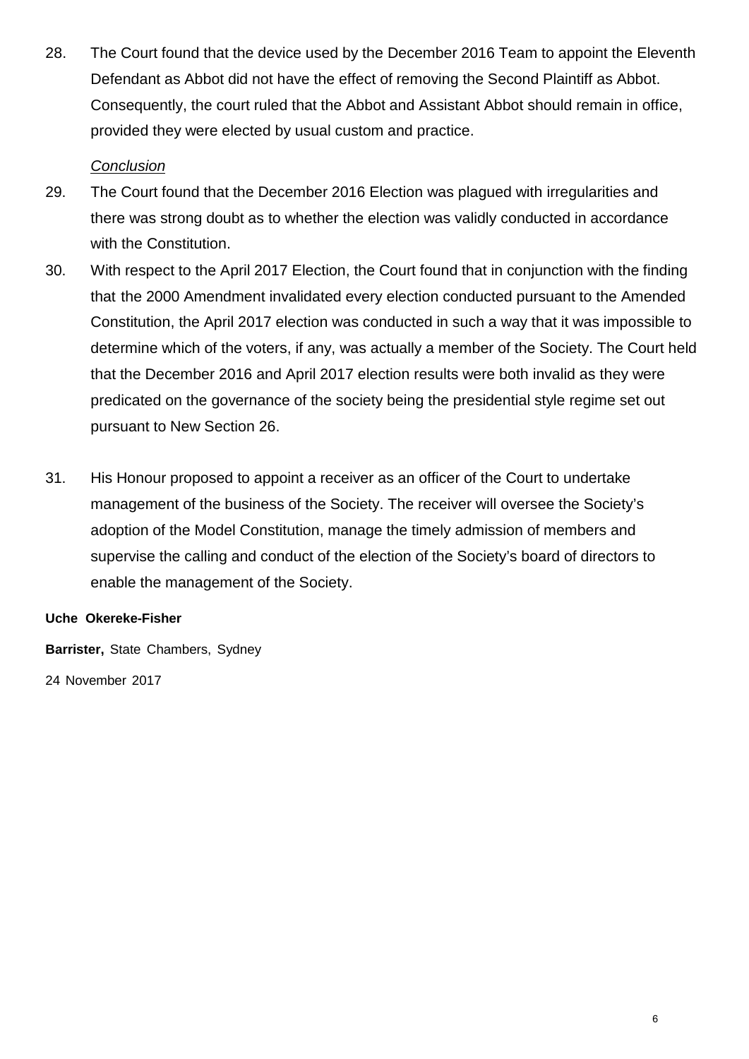28. The Court found that the device used by the December 2016 Team to appoint the Eleventh Defendant as Abbot did not have the effect of removing the Second Plaintiff as Abbot. Consequently, the court ruled that the Abbot and Assistant Abbot should remain in office, provided they were elected by usual custom and practice.

*Conclusion*

29. The Court found that the December 2016 Election was plagued with irregularities and there was strong doubt as to whether the election was validly conducted in accordance with the Constitution.

30. With respect to the April 2017 Election, the Court found that in conjunction with the finding that the 2000 Amendment invalidated every election conducted pursuant to the Amended Constitution, the April 2017 election was conducted in such a way that it was impossible to determine which of the voters, if any, was actually a member of the Society. The Court held that the December 2016 and April 2017 election results were both invalid as they were predicated on the governance of the society being the presidential style regime set out pursuant to New Section 26.

31. His Honour proposed to appoint a receiver as an officer of the Court to undertake management of the business of the Society. The receiver will oversee the Society's adoption of the Model Constitution, manage the timely admission of members and supervise the calling and conduct of the election of the Society's board of directors to enable the management of the Society.

**Uche Okereke-Fisher**

**Barrister,** State Chambers, Sydney

24 November 2017